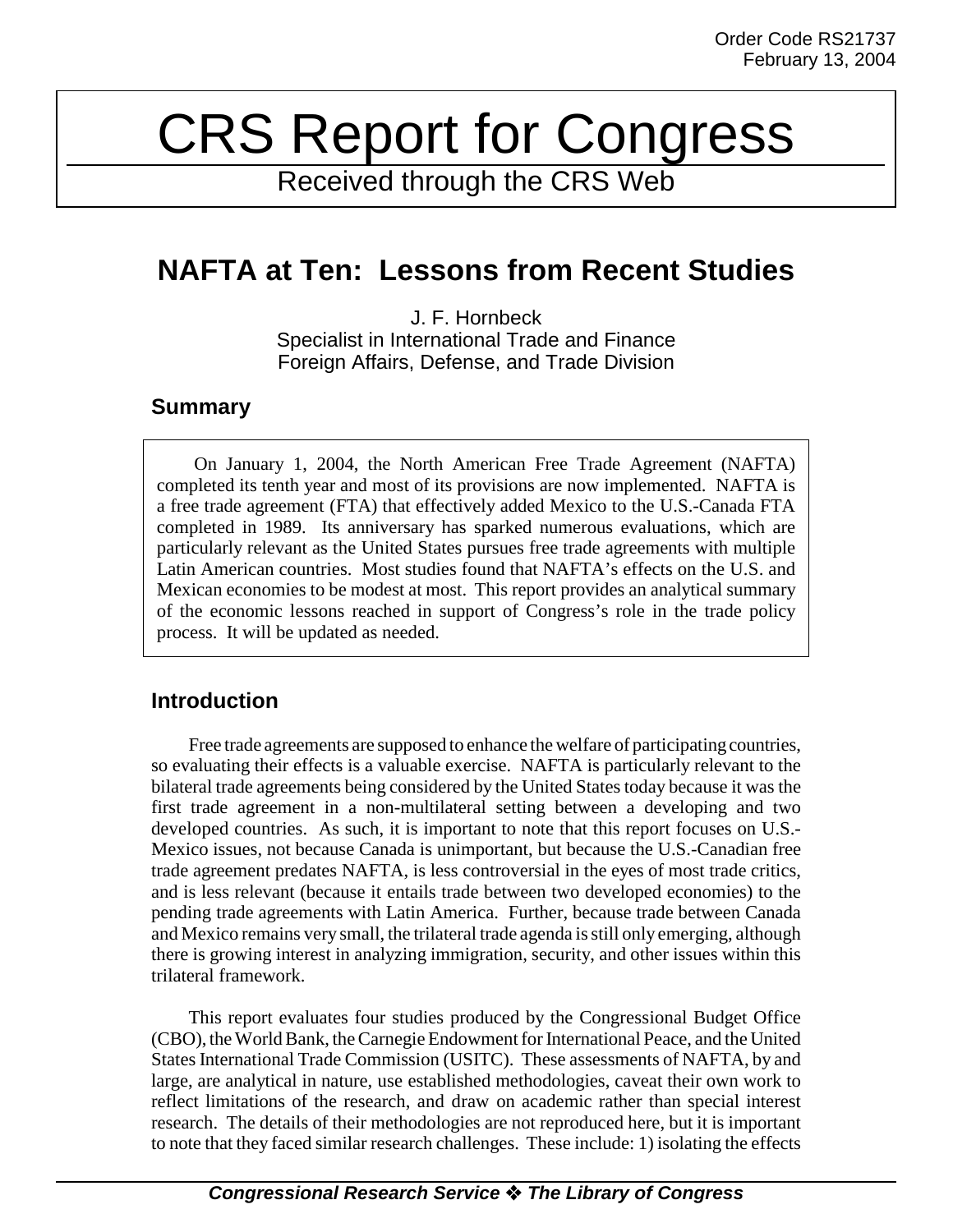Order Code RS21737
February 13, 2004

# CRS Report for Congress

Received through the CRS Web

## NAFTA at Ten: Lessons from Recent Studies

J. F. Hornbeck
Specialist in International Trade and Finance
Foreign Affairs, Defense, and Trade Division

### Summary

On January 1, 2004, the North American Free Trade Agreement (NAFTA) completed its tenth year and most of its provisions are now implemented. NAFTA is a free trade agreement (FTA) that effectively added Mexico to the U.S.-Canada FTA completed in 1989. Its anniversary has sparked numerous evaluations, which are particularly relevant as the United States pursues free trade agreements with multiple Latin American countries. Most studies found that NAFTA's effects on the U.S. and Mexican economies to be modest at most. This report provides an analytical summary of the economic lessons reached in support of Congress's role in the trade policy process. It will be updated as needed.

### Introduction

Free trade agreements are supposed to enhance the welfare of participating countries, so evaluating their effects is a valuable exercise. NAFTA is particularly relevant to the bilateral trade agreements being considered by the United States today because it was the first trade agreement in a non-multilateral setting between a developing and two developed countries. As such, it is important to note that this report focuses on U.S.-Mexico issues, not because Canada is unimportant, but because the U.S.-Canadian free trade agreement predates NAFTA, is less controversial in the eyes of most trade critics, and is less relevant (because it entails trade between two developed economies) to the pending trade agreements with Latin America. Further, because trade between Canada and Mexico remains very small, the trilateral trade agenda is still only emerging, although there is growing interest in analyzing immigration, security, and other issues within this trilateral framework.

This report evaluates four studies produced by the Congressional Budget Office (CBO), the World Bank, the Carnegie Endowment for International Peace, and the United States International Trade Commission (USITC). These assessments of NAFTA, by and large, are analytical in nature, use established methodologies, caveat their own work to reflect limitations of the research, and draw on academic rather than special interest research. The details of their methodologies are not reproduced here, but it is important to note that they faced similar research challenges. These include: 1) isolating the effects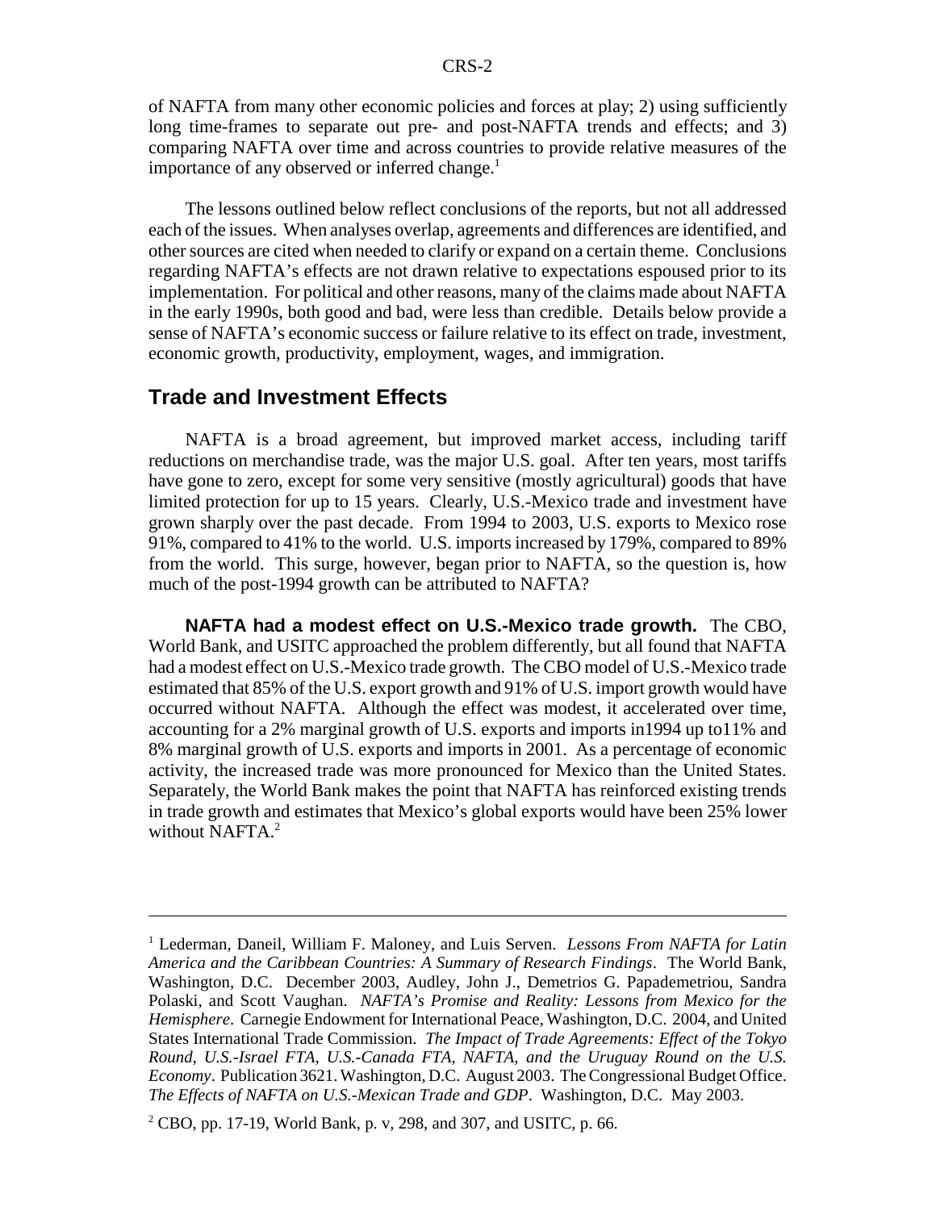of NAFTA from many other economic policies and forces at play; 2) using sufficiently long time-frames to separate out pre- and post-NAFTA trends and effects; and 3) comparing NAFTA over time and across countries to provide relative measures of the importance of any observed or inferred change.[1]

The lessons outlined below reflect conclusions of the reports, but not all addressed each of the issues. When analyses overlap, agreements and differences are identified, and other sources are cited when needed to clarify or expand on a certain theme. Conclusions regarding NAFTA's effects are not drawn relative to expectations espoused prior to its implementation. For political and other reasons, many of the claims made about NAFTA in the early 1990s, both good and bad, were less than credible. Details below provide a sense of NAFTA's economic success or failure relative to its effect on trade, investment, economic growth, productivity, employment, wages, and immigration.

## Trade and Investment Effects

NAFTA is a broad agreement, but improved market access, including tariff reductions on merchandise trade, was the major U.S. goal. After ten years, most tariffs have gone to zero, except for some very sensitive (mostly agricultural) goods that have limited protection for up to 15 years. Clearly, U.S.-Mexico trade and investment have grown sharply over the past decade. From 1994 to 2003, U.S. exports to Mexico rose 91%, compared to 41% to the world. U.S. imports increased by 179%, compared to 89% from the world. This surge, however, began prior to NAFTA, so the question is, how much of the post-1994 growth can be attributed to NAFTA?

**NAFTA had a modest effect on U.S.-Mexico trade growth.** The CBO, World Bank, and USITC approached the problem differently, but all found that NAFTA had a modest effect on U.S.-Mexico trade growth. The CBO model of U.S.-Mexico trade estimated that 85% of the U.S. export growth and 91% of U.S. import growth would have occurred without NAFTA. Although the effect was modest, it accelerated over time, accounting for a 2% marginal growth of U.S. exports and imports in1994 up to11% and 8% marginal growth of U.S. exports and imports in 2001. As a percentage of economic activity, the increased trade was more pronounced for Mexico than the United States. Separately, the World Bank makes the point that NAFTA has reinforced existing trends in trade growth and estimates that Mexico's global exports would have been 25% lower without NAFTA.[2]

---

[1] Lederman, Daneil, William F. Maloney, and Luis Serven. *Lessons From NAFTA for Latin America and the Caribbean Countries: A Summary of Research Findings*. The World Bank, Washington, D.C. December 2003, Audley, John J., Demetrios G. Papademetriou, Sandra Polaski, and Scott Vaughan. *NAFTA's Promise and Reality: Lessons from Mexico for the Hemisphere*. Carnegie Endowment for International Peace, Washington, D.C. 2004, and United States International Trade Commission. *The Impact of Trade Agreements: Effect of the Tokyo Round, U.S.-Israel FTA, U.S.-Canada FTA, NAFTA, and the Uruguay Round on the U.S. Economy*. Publication 3621. Washington, D.C. August 2003. The Congressional Budget Office. *The Effects of NAFTA on U.S.-Mexican Trade and GDP*. Washington, D.C. May 2003.

[2] CBO, pp. 17-19, World Bank, p. v, 298, and 307, and USITC, p. 66.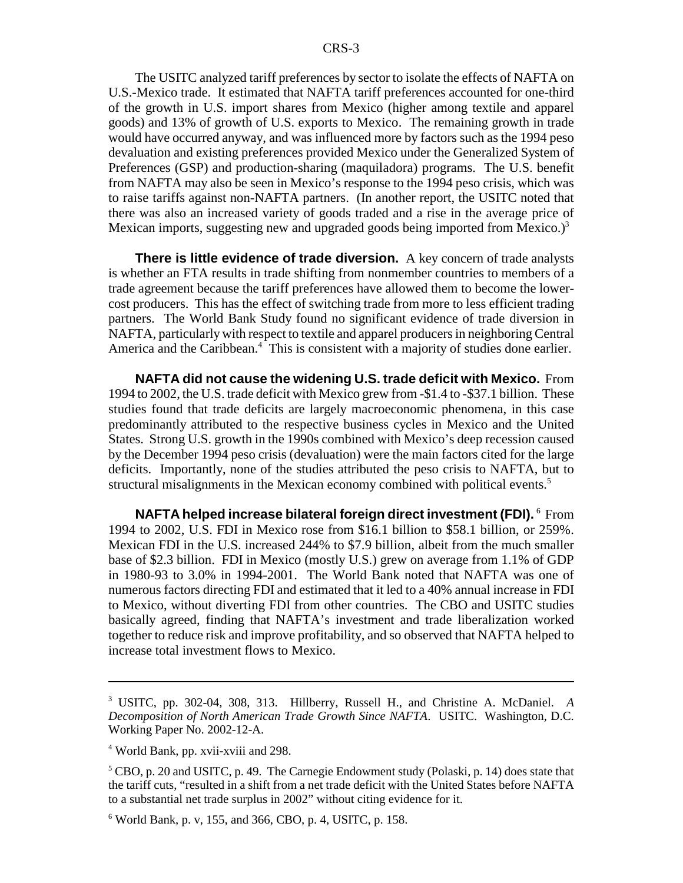The USITC analyzed tariff preferences by sector to isolate the effects of NAFTA on U.S.-Mexico trade. It estimated that NAFTA tariff preferences accounted for one-third of the growth in U.S. import shares from Mexico (higher among textile and apparel goods) and 13% of growth of U.S. exports to Mexico. The remaining growth in trade would have occurred anyway, and was influenced more by factors such as the 1994 peso devaluation and existing preferences provided Mexico under the Generalized System of Preferences (GSP) and production-sharing (maquiladora) programs. The U.S. benefit from NAFTA may also be seen in Mexico's response to the 1994 peso crisis, which was to raise tariffs against non-NAFTA partners. (In another report, the USITC noted that there was also an increased variety of goods traded and a rise in the average price of Mexican imports, suggesting new and upgraded goods being imported from Mexico.)[3]

**There is little evidence of trade diversion.** A key concern of trade analysts is whether an FTA results in trade shifting from nonmember countries to members of a trade agreement because the tariff preferences have allowed them to become the lower-cost producers. This has the effect of switching trade from more to less efficient trading partners. The World Bank Study found no significant evidence of trade diversion in NAFTA, particularly with respect to textile and apparel producers in neighboring Central America and the Caribbean.[4] This is consistent with a majority of studies done earlier.

**NAFTA did not cause the widening U.S. trade deficit with Mexico.** From 1994 to 2002, the U.S. trade deficit with Mexico grew from -$1.4 to -$37.1 billion. These studies found that trade deficits are largely macroeconomic phenomena, in this case predominantly attributed to the respective business cycles in Mexico and the United States. Strong U.S. growth in the 1990s combined with Mexico's deep recession caused by the December 1994 peso crisis (devaluation) were the main factors cited for the large deficits. Importantly, none of the studies attributed the peso crisis to NAFTA, but to structural misalignments in the Mexican economy combined with political events.[5]

**NAFTA helped increase bilateral foreign direct investment (FDI).**[6] From 1994 to 2002, U.S. FDI in Mexico rose from $16.1 billion to $58.1 billion, or 259%. Mexican FDI in the U.S. increased 244% to $7.9 billion, albeit from the much smaller base of $2.3 billion. FDI in Mexico (mostly U.S.) grew on average from 1.1% of GDP in 1980-93 to 3.0% in 1994-2001. The World Bank noted that NAFTA was one of numerous factors directing FDI and estimated that it led to a 40% annual increase in FDI to Mexico, without diverting FDI from other countries. The CBO and USITC studies basically agreed, finding that NAFTA's investment and trade liberalization worked together to reduce risk and improve profitability, and so observed that NAFTA helped to increase total investment flows to Mexico.

---

[3] USITC, pp. 302-04, 308, 313. Hillberry, Russell H., and Christine A. McDaniel. *A Decomposition of North American Trade Growth Since NAFTA*. USITC. Washington, D.C. Working Paper No. 2002-12-A.

[4] World Bank, pp. xvii-xviii and 298.

[5] CBO, p. 20 and USITC, p. 49. The Carnegie Endowment study (Polaski, p. 14) does state that the tariff cuts, "resulted in a shift from a net trade deficit with the United States before NAFTA to a substantial net trade surplus in 2002" without citing evidence for it.

[6] World Bank, p. v, 155, and 366, CBO, p. 4, USITC, p. 158.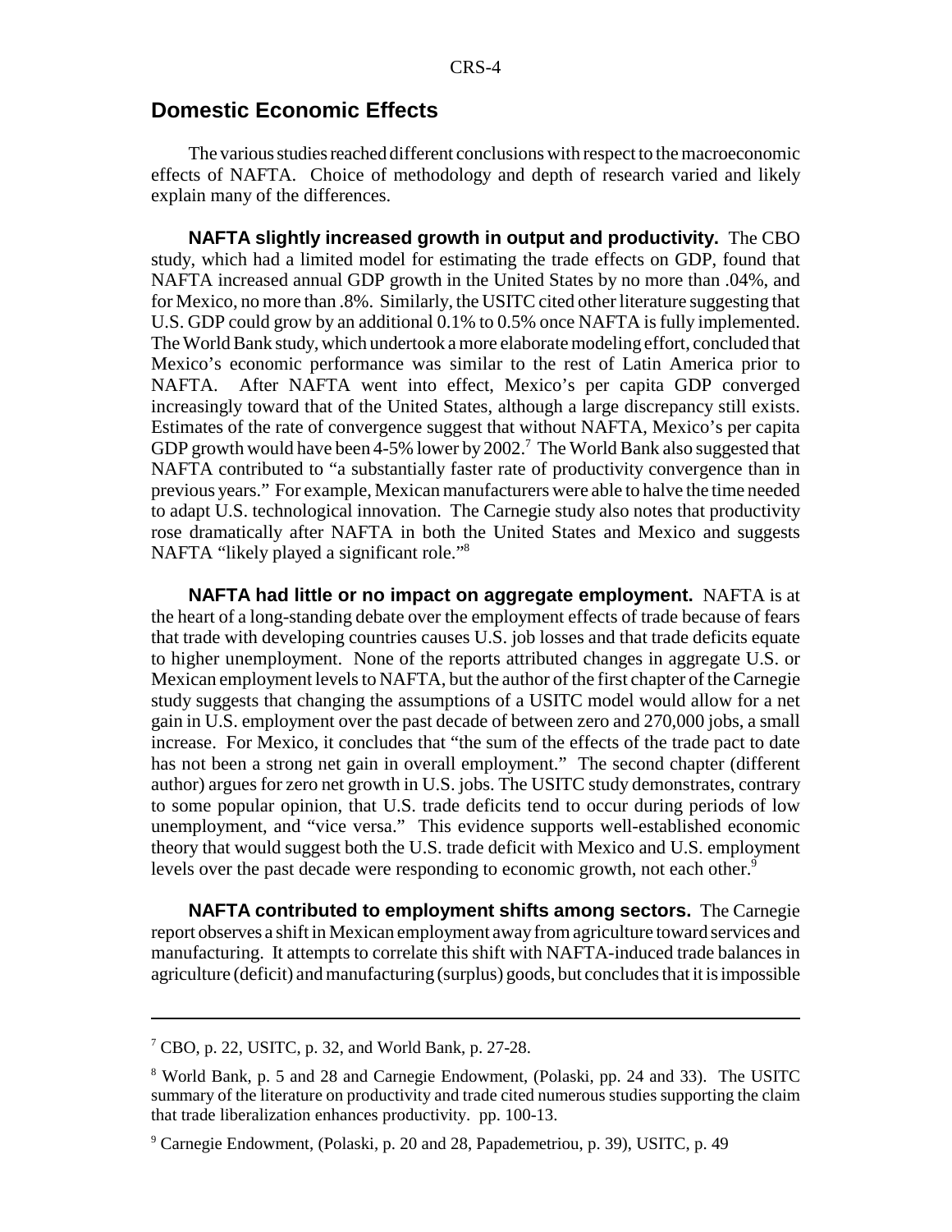## Domestic Economic Effects

The various studies reached different conclusions with respect to the macroeconomic effects of NAFTA. Choice of methodology and depth of research varied and likely explain many of the differences.

**NAFTA slightly increased growth in output and productivity.** The CBO study, which had a limited model for estimating the trade effects on GDP, found that NAFTA increased annual GDP growth in the United States by no more than .04%, and for Mexico, no more than .8%. Similarly, the USITC cited other literature suggesting that U.S. GDP could grow by an additional 0.1% to 0.5% once NAFTA is fully implemented. The World Bank study, which undertook a more elaborate modeling effort, concluded that Mexico's economic performance was similar to the rest of Latin America prior to NAFTA. After NAFTA went into effect, Mexico's per capita GDP converged increasingly toward that of the United States, although a large discrepancy still exists. Estimates of the rate of convergence suggest that without NAFTA, Mexico's per capita GDP growth would have been 4-5% lower by 2002.[7] The World Bank also suggested that NAFTA contributed to "a substantially faster rate of productivity convergence than in previous years." For example, Mexican manufacturers were able to halve the time needed to adapt U.S. technological innovation. The Carnegie study also notes that productivity rose dramatically after NAFTA in both the United States and Mexico and suggests NAFTA "likely played a significant role."[8]

**NAFTA had little or no impact on aggregate employment.** NAFTA is at the heart of a long-standing debate over the employment effects of trade because of fears that trade with developing countries causes U.S. job losses and that trade deficits equate to higher unemployment. None of the reports attributed changes in aggregate U.S. or Mexican employment levels to NAFTA, but the author of the first chapter of the Carnegie study suggests that changing the assumptions of a USITC model would allow for a net gain in U.S. employment over the past decade of between zero and 270,000 jobs, a small increase. For Mexico, it concludes that "the sum of the effects of the trade pact to date has not been a strong net gain in overall employment." The second chapter (different author) argues for zero net growth in U.S. jobs. The USITC study demonstrates, contrary to some popular opinion, that U.S. trade deficits tend to occur during periods of low unemployment, and "vice versa." This evidence supports well-established economic theory that would suggest both the U.S. trade deficit with Mexico and U.S. employment levels over the past decade were responding to economic growth, not each other.[9]

**NAFTA contributed to employment shifts among sectors.** The Carnegie report observes a shift in Mexican employment away from agriculture toward services and manufacturing. It attempts to correlate this shift with NAFTA-induced trade balances in agriculture (deficit) and manufacturing (surplus) goods, but concludes that it is impossible

---

[7] CBO, p. 22, USITC, p. 32, and World Bank, p. 27-28.

[8] World Bank, p. 5 and 28 and Carnegie Endowment, (Polaski, pp. 24 and 33). The USITC summary of the literature on productivity and trade cited numerous studies supporting the claim that trade liberalization enhances productivity. pp. 100-13.

[9] Carnegie Endowment, (Polaski, p. 20 and 28, Papademetriou, p. 39), USITC, p. 49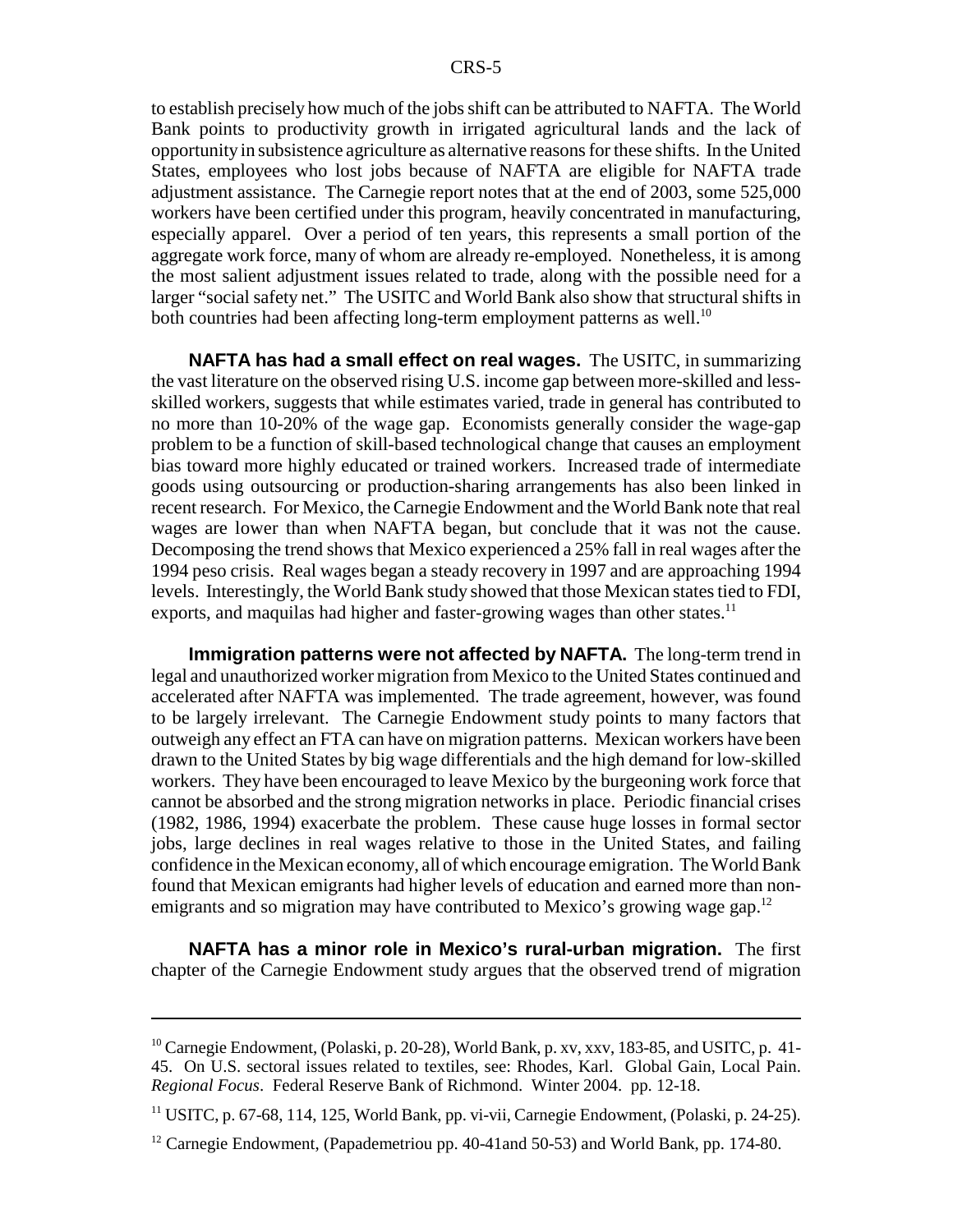to establish precisely how much of the jobs shift can be attributed to NAFTA. The World Bank points to productivity growth in irrigated agricultural lands and the lack of opportunity in subsistence agriculture as alternative reasons for these shifts. In the United States, employees who lost jobs because of NAFTA are eligible for NAFTA trade adjustment assistance. The Carnegie report notes that at the end of 2003, some 525,000 workers have been certified under this program, heavily concentrated in manufacturing, especially apparel. Over a period of ten years, this represents a small portion of the aggregate work force, many of whom are already re-employed. Nonetheless, it is among the most salient adjustment issues related to trade, along with the possible need for a larger "social safety net." The USITC and World Bank also show that structural shifts in both countries had been affecting long-term employment patterns as well.[10]

**NAFTA has had a small effect on real wages.** The USITC, in summarizing the vast literature on the observed rising U.S. income gap between more-skilled and less-skilled workers, suggests that while estimates varied, trade in general has contributed to no more than 10-20% of the wage gap. Economists generally consider the wage-gap problem to be a function of skill-based technological change that causes an employment bias toward more highly educated or trained workers. Increased trade of intermediate goods using outsourcing or production-sharing arrangements has also been linked in recent research. For Mexico, the Carnegie Endowment and the World Bank note that real wages are lower than when NAFTA began, but conclude that it was not the cause. Decomposing the trend shows that Mexico experienced a 25% fall in real wages after the 1994 peso crisis. Real wages began a steady recovery in 1997 and are approaching 1994 levels. Interestingly, the World Bank study showed that those Mexican states tied to FDI, exports, and maquilas had higher and faster-growing wages than other states.[11]

**Immigration patterns were not affected by NAFTA.** The long-term trend in legal and unauthorized worker migration from Mexico to the United States continued and accelerated after NAFTA was implemented. The trade agreement, however, was found to be largely irrelevant. The Carnegie Endowment study points to many factors that outweigh any effect an FTA can have on migration patterns. Mexican workers have been drawn to the United States by big wage differentials and the high demand for low-skilled workers. They have been encouraged to leave Mexico by the burgeoning work force that cannot be absorbed and the strong migration networks in place. Periodic financial crises (1982, 1986, 1994) exacerbate the problem. These cause huge losses in formal sector jobs, large declines in real wages relative to those in the United States, and failing confidence in the Mexican economy, all of which encourage emigration. The World Bank found that Mexican emigrants had higher levels of education and earned more than non-emigrants and so migration may have contributed to Mexico's growing wage gap.[12]

**NAFTA has a minor role in Mexico's rural-urban migration.** The first chapter of the Carnegie Endowment study argues that the observed trend of migration

---

[10] Carnegie Endowment, (Polaski, p. 20-28), World Bank, p. xv, xxv, 183-85, and USITC, p. 41-45. On U.S. sectoral issues related to textiles, see: Rhodes, Karl. Global Gain, Local Pain. *Regional Focus*. Federal Reserve Bank of Richmond. Winter 2004. pp. 12-18.

[11] USITC, p. 67-68, 114, 125, World Bank, pp. vi-vii, Carnegie Endowment, (Polaski, p. 24-25).

[12] Carnegie Endowment, (Papademetriou pp. 40-41and 50-53) and World Bank, pp. 174-80.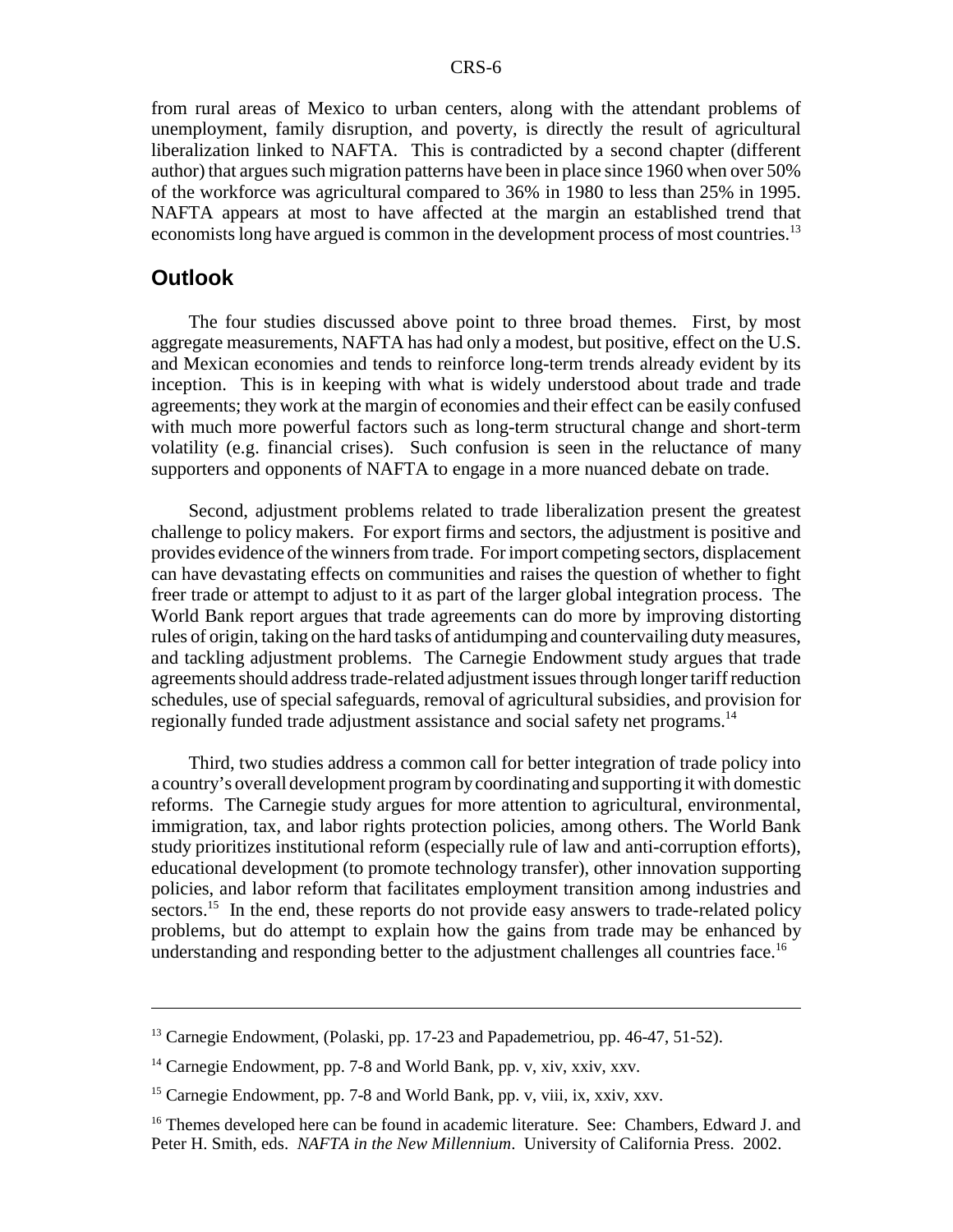from rural areas of Mexico to urban centers, along with the attendant problems of unemployment, family disruption, and poverty, is directly the result of agricultural liberalization linked to NAFTA. This is contradicted by a second chapter (different author) that argues such migration patterns have been in place since 1960 when over 50% of the workforce was agricultural compared to 36% in 1980 to less than 25% in 1995. NAFTA appears at most to have affected at the margin an established trend that economists long have argued is common in the development process of most countries.[13]

## Outlook

The four studies discussed above point to three broad themes. First, by most aggregate measurements, NAFTA has had only a modest, but positive, effect on the U.S. and Mexican economies and tends to reinforce long-term trends already evident by its inception. This is in keeping with what is widely understood about trade and trade agreements; they work at the margin of economies and their effect can be easily confused with much more powerful factors such as long-term structural change and short-term volatility (e.g. financial crises). Such confusion is seen in the reluctance of many supporters and opponents of NAFTA to engage in a more nuanced debate on trade.

Second, adjustment problems related to trade liberalization present the greatest challenge to policy makers. For export firms and sectors, the adjustment is positive and provides evidence of the winners from trade. For import competing sectors, displacement can have devastating effects on communities and raises the question of whether to fight freer trade or attempt to adjust to it as part of the larger global integration process. The World Bank report argues that trade agreements can do more by improving distorting rules of origin, taking on the hard tasks of antidumping and countervailing duty measures, and tackling adjustment problems. The Carnegie Endowment study argues that trade agreements should address trade-related adjustment issues through longer tariff reduction schedules, use of special safeguards, removal of agricultural subsidies, and provision for regionally funded trade adjustment assistance and social safety net programs.[14]

Third, two studies address a common call for better integration of trade policy into a country's overall development program by coordinating and supporting it with domestic reforms. The Carnegie study argues for more attention to agricultural, environmental, immigration, tax, and labor rights protection policies, among others. The World Bank study prioritizes institutional reform (especially rule of law and anti-corruption efforts), educational development (to promote technology transfer), other innovation supporting policies, and labor reform that facilitates employment transition among industries and sectors.[15] In the end, these reports do not provide easy answers to trade-related policy problems, but do attempt to explain how the gains from trade may be enhanced by understanding and responding better to the adjustment challenges all countries face.[16]

---

[13] Carnegie Endowment, (Polaski, pp. 17-23 and Papademetriou, pp. 46-47, 51-52).

[14] Carnegie Endowment, pp. 7-8 and World Bank, pp. v, xiv, xxiv, xxv.

[15] Carnegie Endowment, pp. 7-8 and World Bank, pp. v, viii, ix, xxiv, xxv.

[16] Themes developed here can be found in academic literature. See: Chambers, Edward J. and Peter H. Smith, eds. *NAFTA in the New Millennium*. University of California Press. 2002.